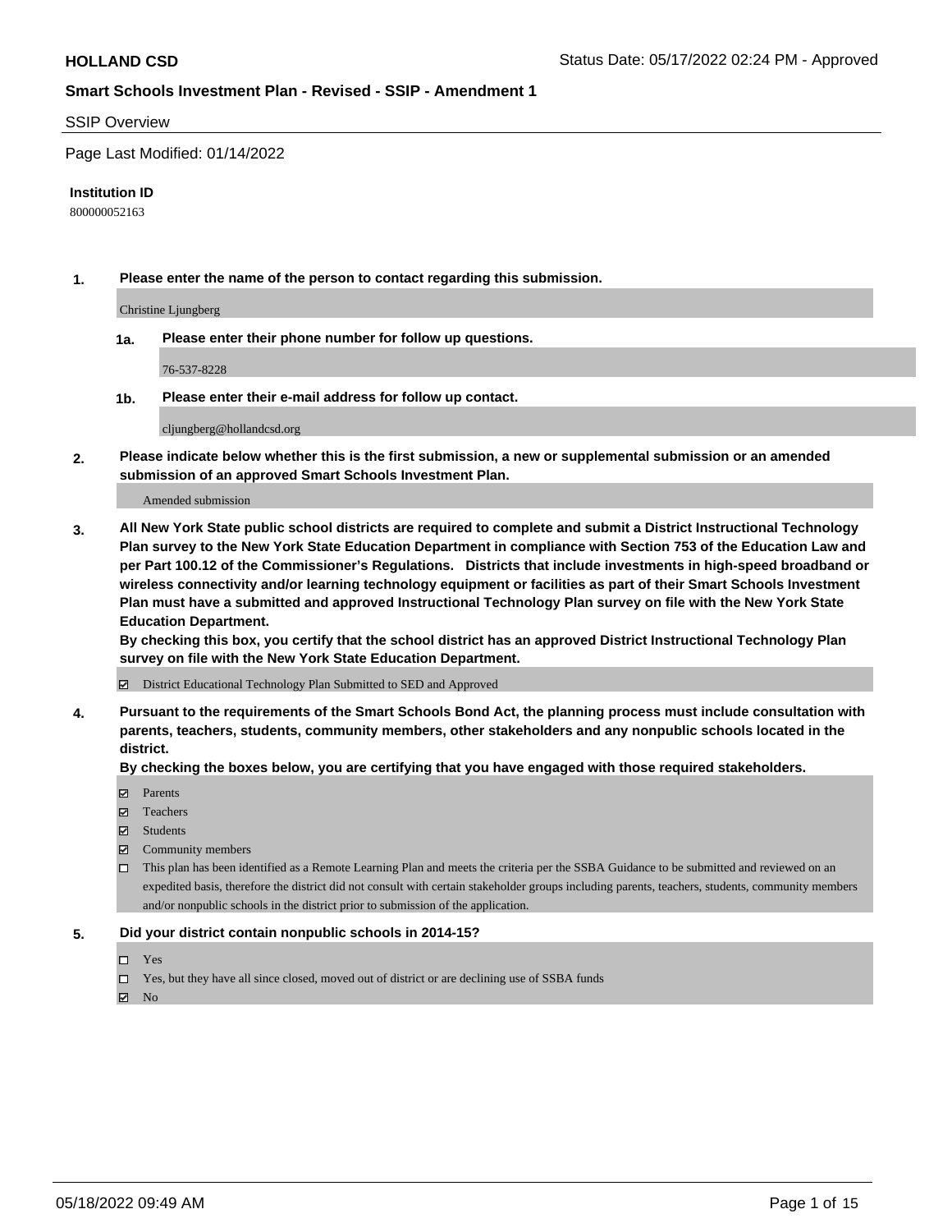**HOLLAND CSD** Status Date: 05/17/2022 02:24 PM - Approved

## Smart Schools Investment Plan - Revised - SSIP - Amendment 1

SSIP Overview

Page Last Modified: 01/14/2022

**Institution ID**

800000052163

**1. Please enter the name of the person to contact regarding this submission.**

Christine Ljungberg

**1a. Please enter their phone number for follow up questions.**

76-537-8228

**1b. Please enter their e-mail address for follow up contact.**

cljungberg@hollandcsd.org

**2. Please indicate below whether this is the first submission, a new or supplemental submission or an amended submission of an approved Smart Schools Investment Plan.**

Amended submission

**3. All New York State public school districts are required to complete and submit a District Instructional Technology Plan survey to the New York State Education Department in compliance with Section 753 of the Education Law and per Part 100.12 of the Commissioner's Regulations. Districts that include investments in high-speed broadband or wireless connectivity and/or learning technology equipment or facilities as part of their Smart Schools Investment Plan must have a submitted and approved Instructional Technology Plan survey on file with the New York State Education Department.**
**By checking this box, you certify that the school district has an approved District Instructional Technology Plan survey on file with the New York State Education Department.**

☑ District Educational Technology Plan Submitted to SED and Approved

**4. Pursuant to the requirements of the Smart Schools Bond Act, the planning process must include consultation with parents, teachers, students, community members, other stakeholders and any nonpublic schools located in the district.**
**By checking the boxes below, you are certifying that you have engaged with those required stakeholders.**

☑ Parents

☑ Teachers

☑ Students

☑ Community members

☐ This plan has been identified as a Remote Learning Plan and meets the criteria per the SSBA Guidance to be submitted and reviewed on an expedited basis, therefore the district did not consult with certain stakeholder groups including parents, teachers, students, community members and/or nonpublic schools in the district prior to submission of the application.

**5. Did your district contain nonpublic schools in 2014-15?**

☐ Yes

☐ Yes, but they have all since closed, moved out of district or are declining use of SSBA funds

☑ No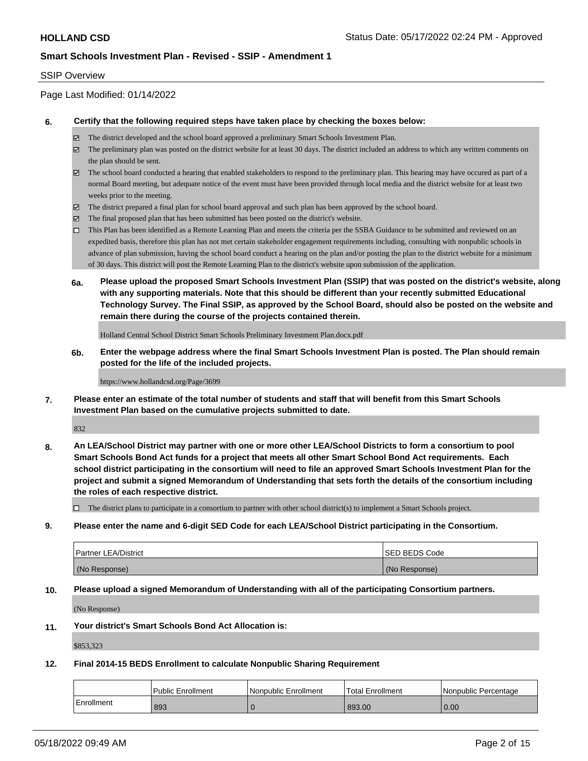SSIP Overview

Page Last Modified: 01/14/2022

**6. Certify that the following required steps have taken place by checking the boxes below:**

- ☑ The district developed and the school board approved a preliminary Smart Schools Investment Plan.
- ☑ The preliminary plan was posted on the district website for at least 30 days. The district included an address to which any written comments on the plan should be sent.
- ☑ The school board conducted a hearing that enabled stakeholders to respond to the preliminary plan. This hearing may have occured as part of a normal Board meeting, but adequate notice of the event must have been provided through local media and the district website for at least two weeks prior to the meeting.
- ☑ The district prepared a final plan for school board approval and such plan has been approved by the school board.
- ☑ The final proposed plan that has been submitted has been posted on the district's website.
- ☐ This Plan has been identified as a Remote Learning Plan and meets the criteria per the SSBA Guidance to be submitted and reviewed on an expedited basis, therefore this plan has not met certain stakeholder engagement requirements including, consulting with nonpublic schools in advance of plan submission, having the school board conduct a hearing on the plan and/or posting the plan to the district website for a minimum of 30 days. This district will post the Remote Learning Plan to the district's website upon submission of the application.

**6a. Please upload the proposed Smart Schools Investment Plan (SSIP) that was posted on the district's website, along with any supporting materials. Note that this should be different than your recently submitted Educational Technology Survey. The Final SSIP, as approved by the School Board, should also be posted on the website and remain there during the course of the projects contained therein.**

Holland Central School District Smart Schools Preliminary Investment Plan.docx.pdf

**6b. Enter the webpage address where the final Smart Schools Investment Plan is posted. The Plan should remain posted for the life of the included projects.**

https://www.hollandcsd.org/Page/3699

**7. Please enter an estimate of the total number of students and staff that will benefit from this Smart Schools Investment Plan based on the cumulative projects submitted to date.**

832

**8. An LEA/School District may partner with one or more other LEA/School Districts to form a consortium to pool Smart Schools Bond Act funds for a project that meets all other Smart School Bond Act requirements. Each school district participating in the consortium will need to file an approved Smart Schools Investment Plan for the project and submit a signed Memorandum of Understanding that sets forth the details of the consortium including the roles of each respective district.**

- ☐ The district plans to participate in a consortium to partner with other school district(s) to implement a Smart Schools project.

**9. Please enter the name and 6-digit SED Code for each LEA/School District participating in the Consortium.**

| Partner LEA/District | SED BEDS Code |
| --- | --- |
| (No Response) | (No Response) |

**10. Please upload a signed Memorandum of Understanding with all of the participating Consortium partners.**

(No Response)

**11. Your district's Smart Schools Bond Act Allocation is:**

$853,323

**12. Final 2014-15 BEDS Enrollment to calculate Nonpublic Sharing Requirement**

| | Public Enrollment | Nonpublic Enrollment | Total Enrollment | Nonpublic Percentage |
| --- | --- | --- | --- | --- |
| Enrollment | 893 | 0 | 893.00 | 0.00 |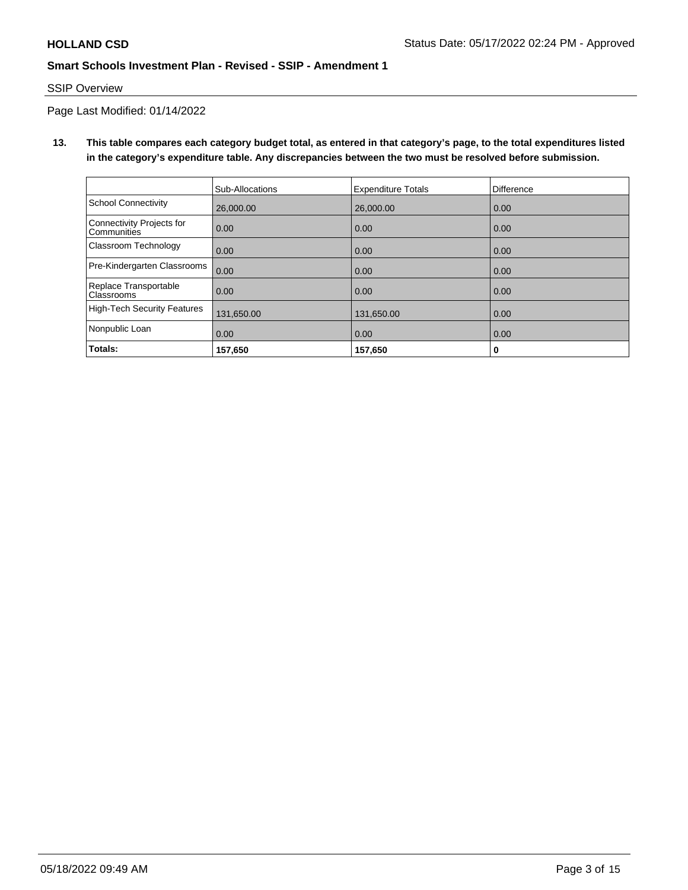SSIP Overview

Page Last Modified: 01/14/2022

**13. This table compares each category budget total, as entered in that category's page, to the total expenditures listed in the category's expenditure table. Any discrepancies between the two must be resolved before submission.**

| | Sub-Allocations | Expenditure Totals | Difference |
|---|---|---|---|
| School Connectivity | 26,000.00 | 26,000.00 | 0.00 |
| Connectivity Projects for Communities | 0.00 | 0.00 | 0.00 |
| Classroom Technology | 0.00 | 0.00 | 0.00 |
| Pre-Kindergarten Classrooms | 0.00 | 0.00 | 0.00 |
| Replace Transportable Classrooms | 0.00 | 0.00 | 0.00 |
| High-Tech Security Features | 131,650.00 | 131,650.00 | 0.00 |
| Nonpublic Loan | 0.00 | 0.00 | 0.00 |
| **Totals:** | **157,650** | **157,650** | **0** |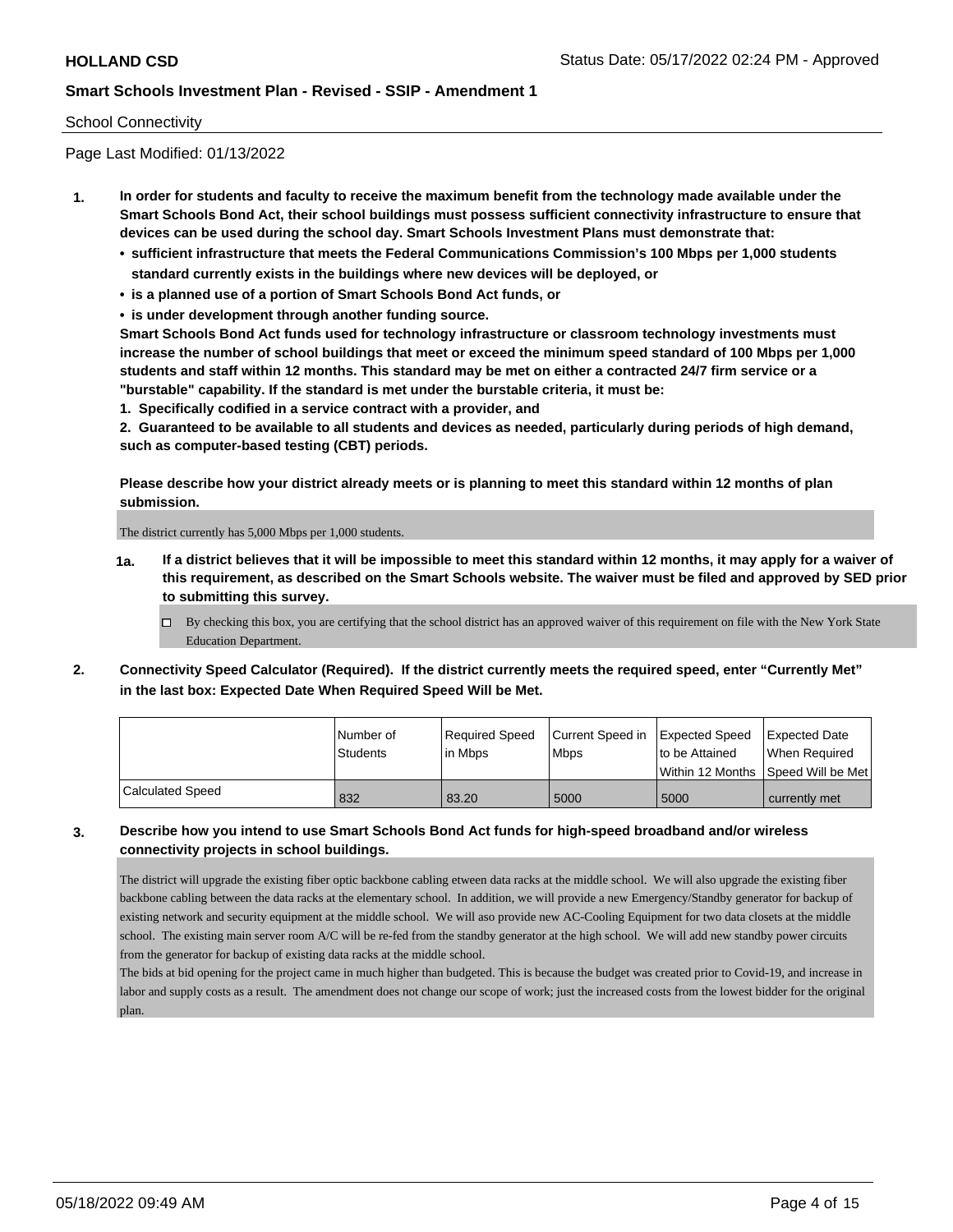School Connectivity

Page Last Modified: 01/13/2022

**1. In order for students and faculty to receive the maximum benefit from the technology made available under the Smart Schools Bond Act, their school buildings must possess sufficient connectivity infrastructure to ensure that devices can be used during the school day. Smart Schools Investment Plans must demonstrate that:**

- **sufficient infrastructure that meets the Federal Communications Commission's 100 Mbps per 1,000 students standard currently exists in the buildings where new devices will be deployed, or**
- **is a planned use of a portion of Smart Schools Bond Act funds, or**
- **is under development through another funding source.**

**Smart Schools Bond Act funds used for technology infrastructure or classroom technology investments must increase the number of school buildings that meet or exceed the minimum speed standard of 100 Mbps per 1,000 students and staff within 12 months. This standard may be met on either a contracted 24/7 firm service or a "burstable" capability. If the standard is met under the burstable criteria, it must be:**

**1. Specifically codified in a service contract with a provider, and**

**2. Guaranteed to be available to all students and devices as needed, particularly during periods of high demand, such as computer-based testing (CBT) periods.**

**Please describe how your district already meets or is planning to meet this standard within 12 months of plan submission.**

The district currently has 5,000 Mbps per 1,000 students.

**1a. If a district believes that it will be impossible to meet this standard within 12 months, it may apply for a waiver of this requirement, as described on the Smart Schools website. The waiver must be filed and approved by SED prior to submitting this survey.**

☐ By checking this box, you are certifying that the school district has an approved waiver of this requirement on file with the New York State Education Department.

**2. Connectivity Speed Calculator (Required). If the district currently meets the required speed, enter "Currently Met" in the last box: Expected Date When Required Speed Will be Met.**

| | Number of Students | Required Speed in Mbps | Current Speed in Mbps | Expected Speed to be Attained Within 12 Months | Expected Date When Required Speed Will be Met |
|---|---|---|---|---|---|
| Calculated Speed | 832 | 83.20 | 5000 | 5000 | currently met |

**3. Describe how you intend to use Smart Schools Bond Act funds for high-speed broadband and/or wireless connectivity projects in school buildings.**

The district will upgrade the existing fiber optic backbone cabling etween data racks at the middle school. We will also upgrade the existing fiber backbone cabling between the data racks at the elementary school. In addition, we will provide a new Emergency/Standby generator for backup of existing network and security equipment at the middle school. We will aso provide new AC-Cooling Equipment for two data closets at the middle school. The existing main server room A/C will be re-fed from the standby generator at the high school. We will add new standby power circuits from the generator for backup of existing data racks at the middle school.

The bids at bid opening for the project came in much higher than budgeted. This is because the budget was created prior to Covid-19, and increase in labor and supply costs as a result. The amendment does not change our scope of work; just the increased costs from the lowest bidder for the original plan.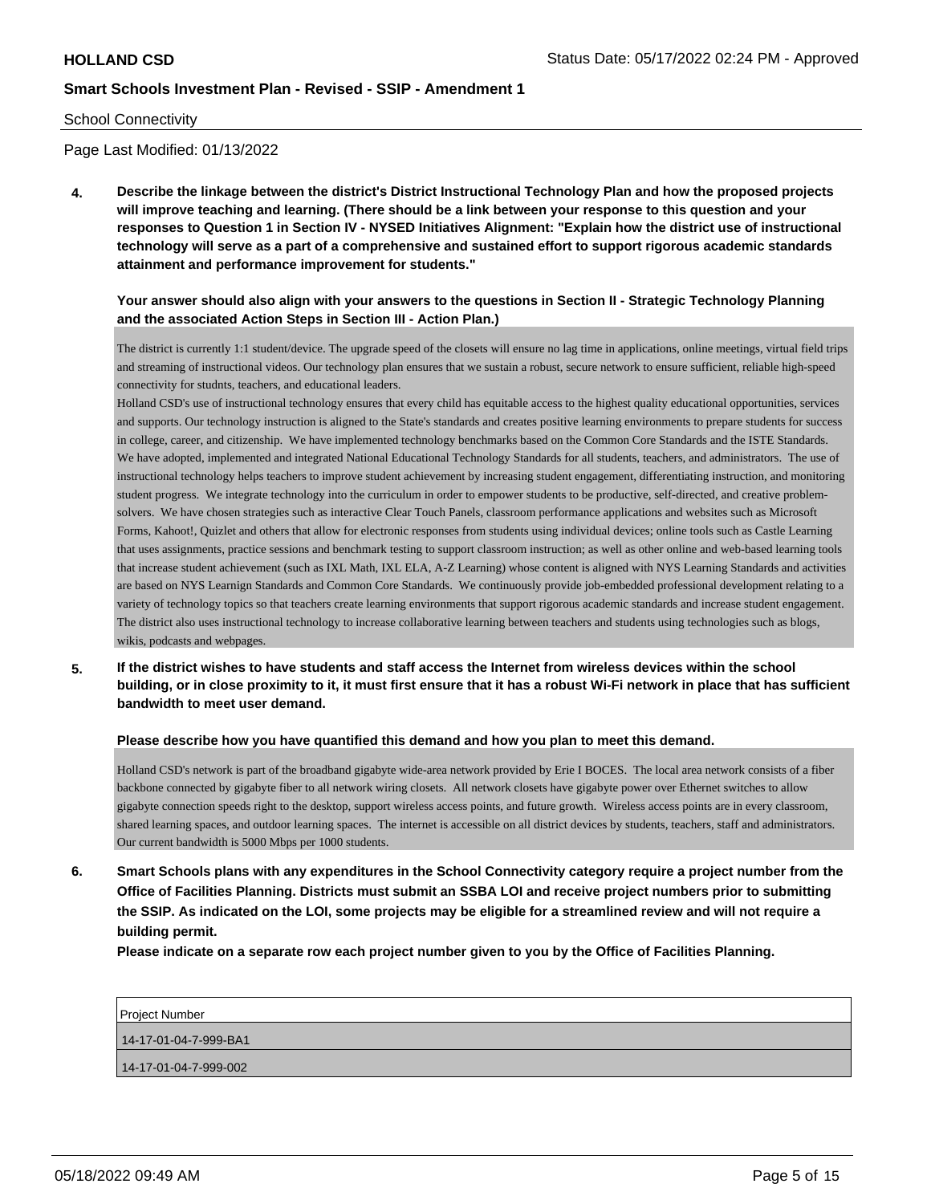School Connectivity

Page Last Modified: 01/13/2022

**4. Describe the linkage between the district's District Instructional Technology Plan and how the proposed projects will improve teaching and learning. (There should be a link between your response to this question and your responses to Question 1 in Section IV - NYSED Initiatives Alignment: "Explain how the district use of instructional technology will serve as a part of a comprehensive and sustained effort to support rigorous academic standards attainment and performance improvement for students."**

**Your answer should also align with your answers to the questions in Section II - Strategic Technology Planning and the associated Action Steps in Section III - Action Plan.)**

The district is currently 1:1 student/device. The upgrade speed of the closets will ensure no lag time in applications, online meetings, virtual field trips and streaming of instructional videos. Our technology plan ensures that we sustain a robust, secure network to ensure sufficient, reliable high-speed connectivity for studnts, teachers, and educational leaders.
Holland CSD's use of instructional technology ensures that every child has equitable access to the highest quality educational opportunities, services and supports. Our technology instruction is aligned to the State's standards and creates positive learning environments to prepare students for success in college, career, and citizenship. We have implemented technology benchmarks based on the Common Core Standards and the ISTE Standards. We have adopted, implemented and integrated National Educational Technology Standards for all students, teachers, and administrators. The use of instructional technology helps teachers to improve student achievement by increasing student engagement, differentiating instruction, and monitoring student progress. We integrate technology into the curriculum in order to empower students to be productive, self-directed, and creative problem-solvers. We have chosen strategies such as interactive Clear Touch Panels, classroom performance applications and websites such as Microsoft Forms, Kahoot!, Quizlet and others that allow for electronic responses from students using individual devices; online tools such as Castle Learning that uses assignments, practice sessions and benchmark testing to support classroom instruction; as well as other online and web-based learning tools that increase student achievement (such as IXL Math, IXL ELA, A-Z Learning) whose content is aligned with NYS Learning Standards and activities are based on NYS Learnign Standards and Common Core Standards. We continuously provide job-embedded professional development relating to a variety of technology topics so that teachers create learning environments that support rigorous academic standards and increase student engagement. The district also uses instructional technology to increase collaborative learning between teachers and students using technologies such as blogs, wikis, podcasts and webpages.

**5. If the district wishes to have students and staff access the Internet from wireless devices within the school building, or in close proximity to it, it must first ensure that it has a robust Wi-Fi network in place that has sufficient bandwidth to meet user demand.**

**Please describe how you have quantified this demand and how you plan to meet this demand.**

Holland CSD's network is part of the broadband gigabyte wide-area network provided by Erie I BOCES. The local area network consists of a fiber backbone connected by gigabyte fiber to all network wiring closets. All network closets have gigabyte power over Ethernet switches to allow gigabyte connection speeds right to the desktop, support wireless access points, and future growth. Wireless access points are in every classroom, shared learning spaces, and outdoor learning spaces. The internet is accessible on all district devices by students, teachers, staff and administrators. Our current bandwidth is 5000 Mbps per 1000 students.

**6. Smart Schools plans with any expenditures in the School Connectivity category require a project number from the Office of Facilities Planning. Districts must submit an SSBA LOI and receive project numbers prior to submitting the SSIP. As indicated on the LOI, some projects may be eligible for a streamlined review and will not require a building permit.**

**Please indicate on a separate row each project number given to you by the Office of Facilities Planning.**

| Project Number |
| --- |
| 14-17-01-04-7-999-BA1 |
| 14-17-01-04-7-999-002 |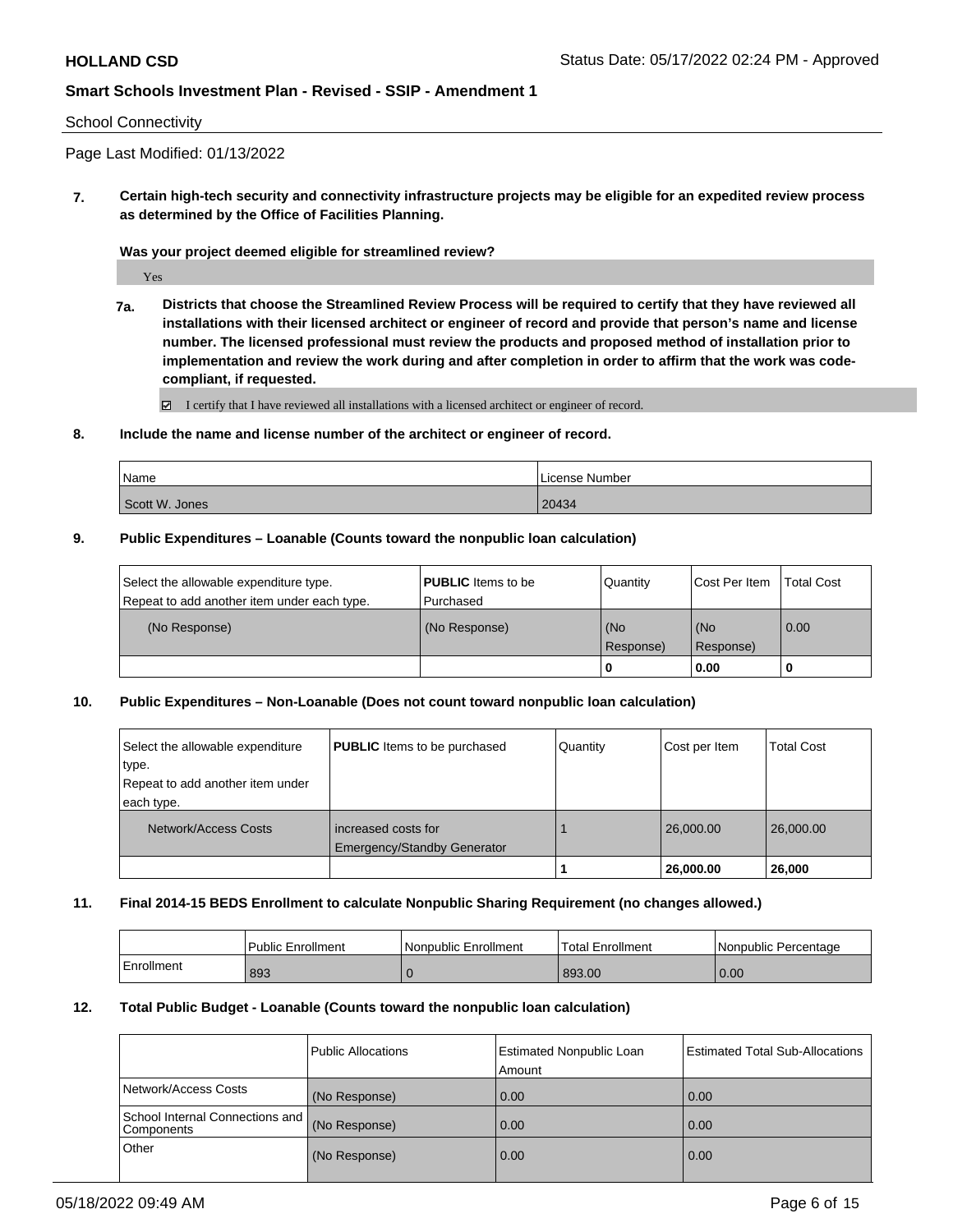School Connectivity

Page Last Modified: 01/13/2022

**7. Certain high-tech security and connectivity infrastructure projects may be eligible for an expedited review process as determined by the Office of Facilities Planning.**

**Was your project deemed eligible for streamlined review?**

Yes

**7a. Districts that choose the Streamlined Review Process will be required to certify that they have reviewed all installations with their licensed architect or engineer of record and provide that person's name and license number. The licensed professional must review the products and proposed method of installation prior to implementation and review the work during and after completion in order to affirm that the work was code-compliant, if requested.**

☑ I certify that I have reviewed all installations with a licensed architect or engineer of record.

**8. Include the name and license number of the architect or engineer of record.**

| Name | License Number |
|---|---|
| Scott W. Jones | 20434 |

**9. Public Expenditures – Loanable (Counts toward the nonpublic loan calculation)**

| Select the allowable expenditure type. Repeat to add another item under each type. | **PUBLIC** Items to be Purchased | Quantity | Cost Per Item | Total Cost |
|---|---|---|---|---|
| (No Response) | (No Response) | (No Response) | (No Response) | 0.00 |
| | | **0** | **0.00** | **0** |

**10. Public Expenditures – Non-Loanable (Does not count toward nonpublic loan calculation)**

| Select the allowable expenditure type. Repeat to add another item under each type. | **PUBLIC** Items to be purchased | Quantity | Cost per Item | Total Cost |
|---|---|---|---|---|
| Network/Access Costs | increased costs for Emergency/Standby Generator | 1 | 26,000.00 | 26,000.00 |
| | | **1** | **26,000.00** | **26,000** |

**11. Final 2014-15 BEDS Enrollment to calculate Nonpublic Sharing Requirement (no changes allowed.)**

| | Public Enrollment | Nonpublic Enrollment | Total Enrollment | Nonpublic Percentage |
|---|---|---|---|---|
| Enrollment | 893 | 0 | 893.00 | 0.00 |

**12. Total Public Budget - Loanable (Counts toward the nonpublic loan calculation)**

| | Public Allocations | Estimated Nonpublic Loan Amount | Estimated Total Sub-Allocations |
|---|---|---|---|
| Network/Access Costs | (No Response) | 0.00 | 0.00 |
| School Internal Connections and Components | (No Response) | 0.00 | 0.00 |
| Other | (No Response) | 0.00 | 0.00 |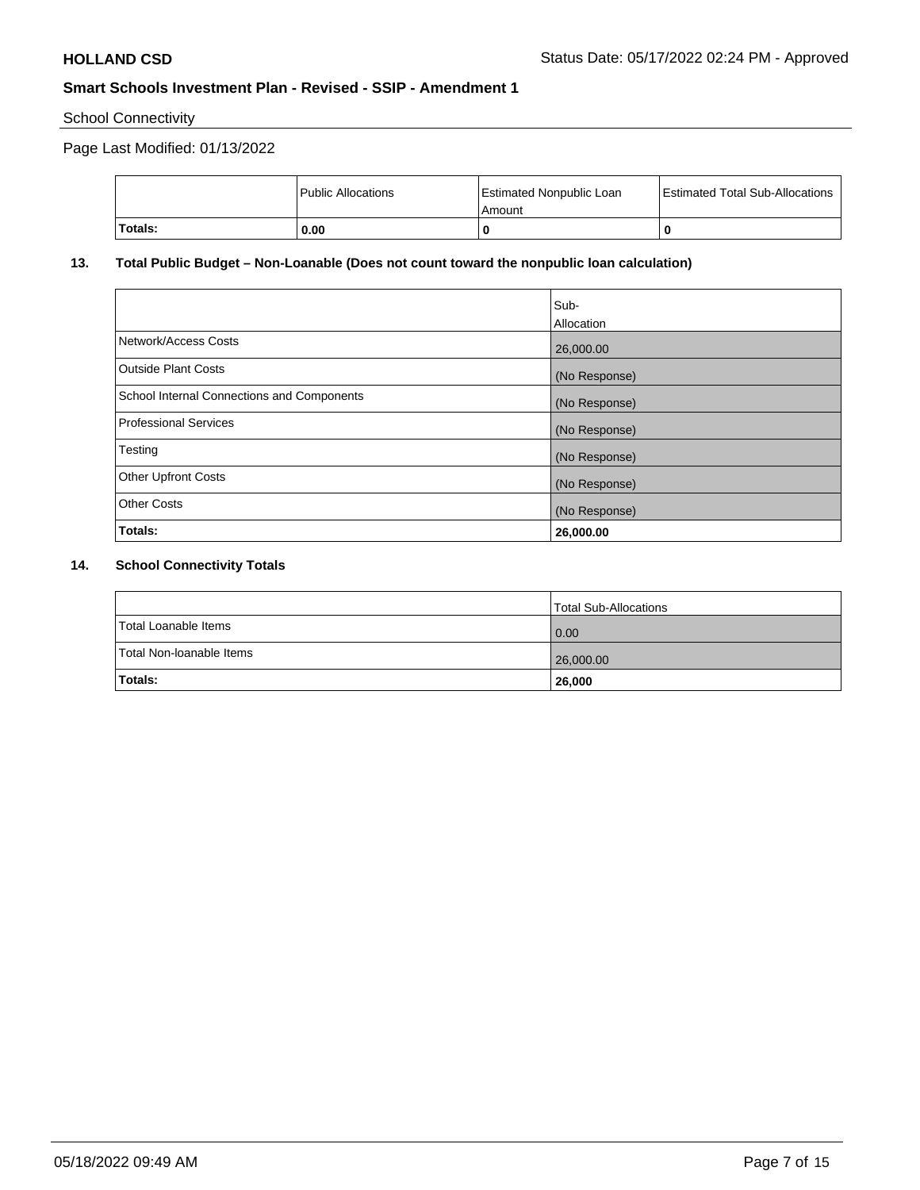School Connectivity

Page Last Modified: 01/13/2022

| | Public Allocations | Estimated Nonpublic Loan Amount | Estimated Total Sub-Allocations |
|---|---|---|---|
| **Totals:** | **0.00** | **0** | **0** |

**13. Total Public Budget – Non-Loanable (Does not count toward the nonpublic loan calculation)**

| | Sub-Allocation |
|---|---|
| Network/Access Costs | 26,000.00 |
| Outside Plant Costs | (No Response) |
| School Internal Connections and Components | (No Response) |
| Professional Services | (No Response) |
| Testing | (No Response) |
| Other Upfront Costs | (No Response) |
| Other Costs | (No Response) |
| **Totals:** | **26,000.00** |

**14. School Connectivity Totals**

| | Total Sub-Allocations |
|---|---|
| Total Loanable Items | 0.00 |
| Total Non-loanable Items | 26,000.00 |
| **Totals:** | **26,000** |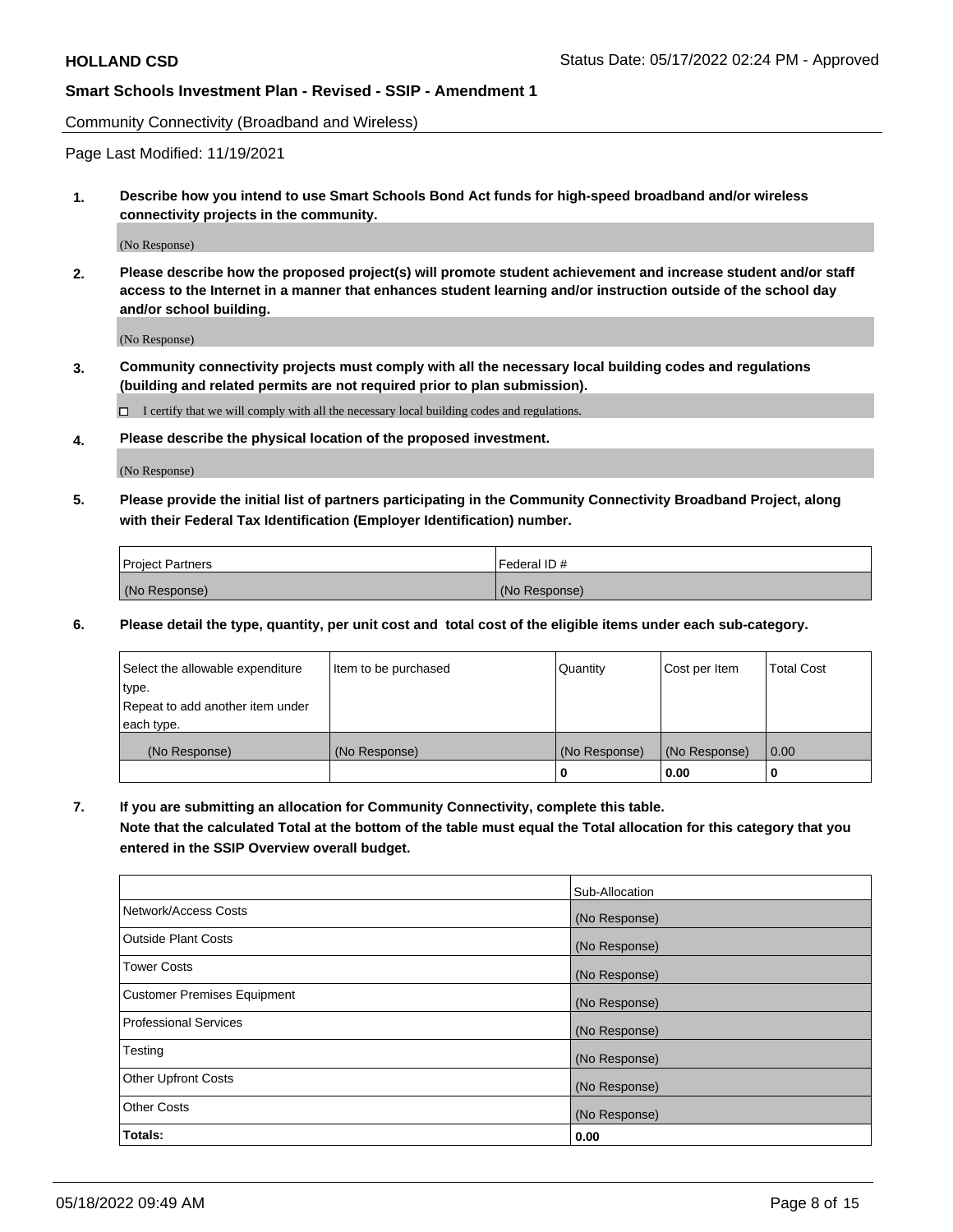Community Connectivity (Broadband and Wireless)

Page Last Modified: 11/19/2021

**1. Describe how you intend to use Smart Schools Bond Act funds for high-speed broadband and/or wireless connectivity projects in the community.**

(No Response)

**2. Please describe how the proposed project(s) will promote student achievement and increase student and/or staff access to the Internet in a manner that enhances student learning and/or instruction outside of the school day and/or school building.**

(No Response)

**3. Community connectivity projects must comply with all the necessary local building codes and regulations (building and related permits are not required prior to plan submission).**

☐ I certify that we will comply with all the necessary local building codes and regulations.

**4. Please describe the physical location of the proposed investment.**

(No Response)

**5. Please provide the initial list of partners participating in the Community Connectivity Broadband Project, along with their Federal Tax Identification (Employer Identification) number.**

| Project Partners | Federal ID # |
|---|---|
| (No Response) | (No Response) |

**6. Please detail the type, quantity, per unit cost and total cost of the eligible items under each sub-category.**

| Select the allowable expenditure type. Repeat to add another item under each type. | Item to be purchased | Quantity | Cost per Item | Total Cost |
|---|---|---|---|---|
| (No Response) | (No Response) | (No Response) | (No Response) | 0.00 |
| | | **0** | **0.00** | **0** |

**7. If you are submitting an allocation for Community Connectivity, complete this table. Note that the calculated Total at the bottom of the table must equal the Total allocation for this category that you entered in the SSIP Overview overall budget.**

| | Sub-Allocation |
|---|---|
| Network/Access Costs | (No Response) |
| Outside Plant Costs | (No Response) |
| Tower Costs | (No Response) |
| Customer Premises Equipment | (No Response) |
| Professional Services | (No Response) |
| Testing | (No Response) |
| Other Upfront Costs | (No Response) |
| Other Costs | (No Response) |
| **Totals:** | **0.00** |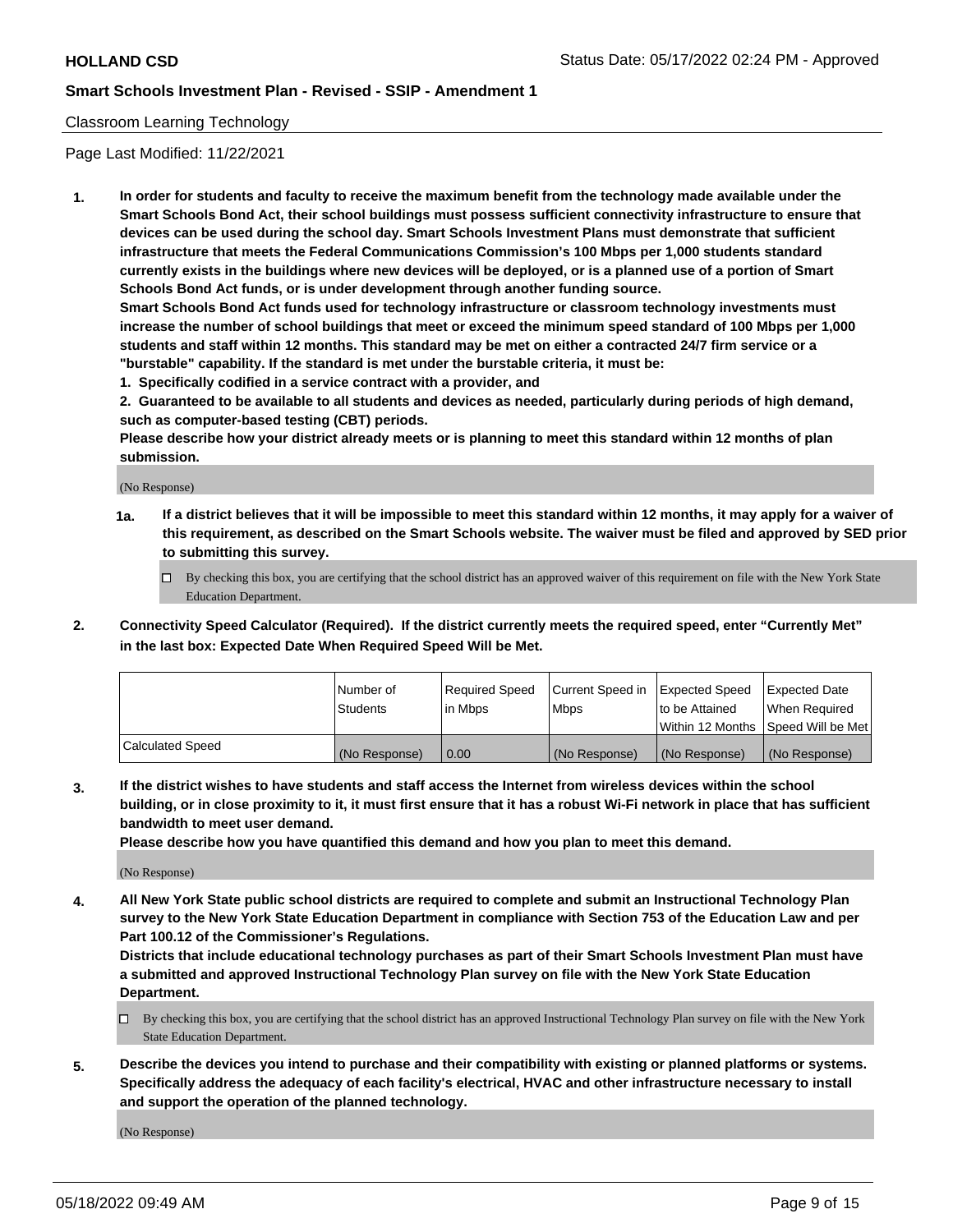Classroom Learning Technology

Page Last Modified: 11/22/2021

**1. In order for students and faculty to receive the maximum benefit from the technology made available under the Smart Schools Bond Act, their school buildings must possess sufficient connectivity infrastructure to ensure that devices can be used during the school day. Smart Schools Investment Plans must demonstrate that sufficient infrastructure that meets the Federal Communications Commission's 100 Mbps per 1,000 students standard currently exists in the buildings where new devices will be deployed, or is a planned use of a portion of Smart Schools Bond Act funds, or is under development through another funding source.**

**Smart Schools Bond Act funds used for technology infrastructure or classroom technology investments must increase the number of school buildings that meet or exceed the minimum speed standard of 100 Mbps per 1,000 students and staff within 12 months. This standard may be met on either a contracted 24/7 firm service or a "burstable" capability. If the standard is met under the burstable criteria, it must be:**

**1. Specifically codified in a service contract with a provider, and**

**2. Guaranteed to be available to all students and devices as needed, particularly during periods of high demand, such as computer-based testing (CBT) periods.**

**Please describe how your district already meets or is planning to meet this standard within 12 months of plan submission.**

(No Response)

**1a. If a district believes that it will be impossible to meet this standard within 12 months, it may apply for a waiver of this requirement, as described on the Smart Schools website. The waiver must be filed and approved by SED prior to submitting this survey.**

☐ By checking this box, you are certifying that the school district has an approved waiver of this requirement on file with the New York State Education Department.

**2. Connectivity Speed Calculator (Required). If the district currently meets the required speed, enter "Currently Met" in the last box: Expected Date When Required Speed Will be Met.**

| | Number of Students | Required Speed in Mbps | Current Speed in Mbps | Expected Speed to be Attained Within 12 Months | Expected Date When Required Speed Will be Met |
|---|---|---|---|---|---|
| Calculated Speed | (No Response) | 0.00 | (No Response) | (No Response) | (No Response) |

**3. If the district wishes to have students and staff access the Internet from wireless devices within the school building, or in close proximity to it, it must first ensure that it has a robust Wi-Fi network in place that has sufficient bandwidth to meet user demand.**

**Please describe how you have quantified this demand and how you plan to meet this demand.**

(No Response)

**4. All New York State public school districts are required to complete and submit an Instructional Technology Plan survey to the New York State Education Department in compliance with Section 753 of the Education Law and per Part 100.12 of the Commissioner's Regulations.**

**Districts that include educational technology purchases as part of their Smart Schools Investment Plan must have a submitted and approved Instructional Technology Plan survey on file with the New York State Education Department.**

☐ By checking this box, you are certifying that the school district has an approved Instructional Technology Plan survey on file with the New York State Education Department.

**5. Describe the devices you intend to purchase and their compatibility with existing or planned platforms or systems. Specifically address the adequacy of each facility's electrical, HVAC and other infrastructure necessary to install and support the operation of the planned technology.**

(No Response)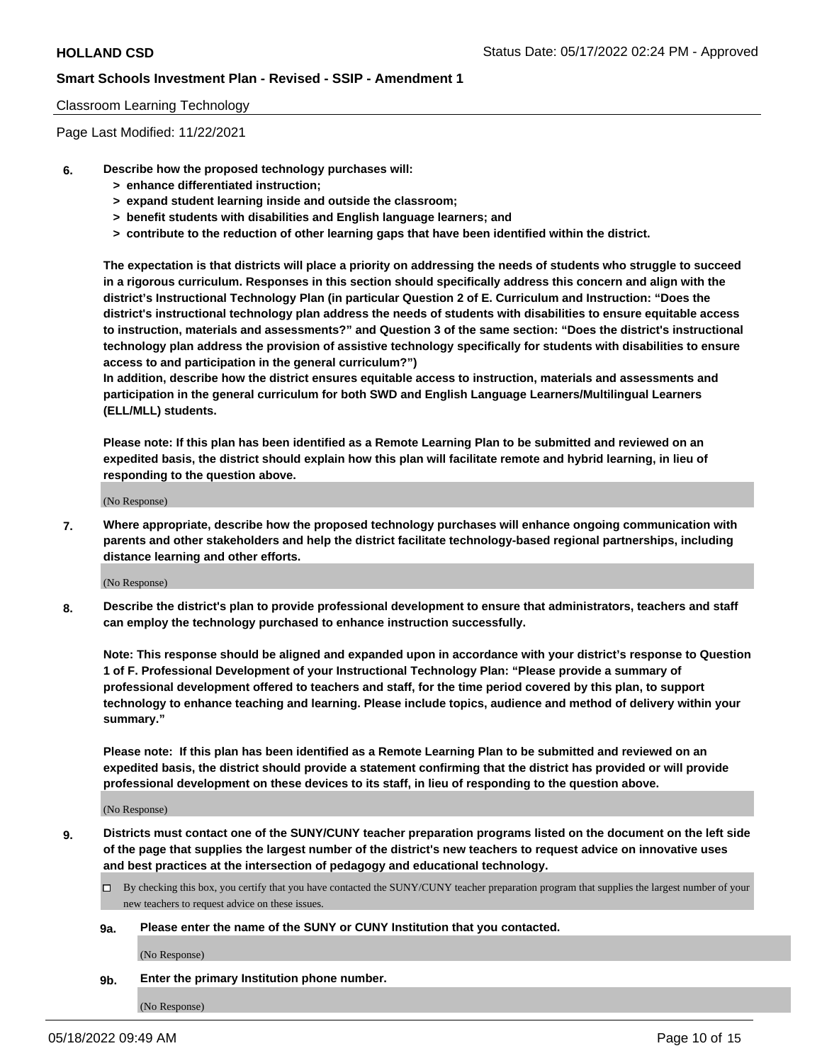Classroom Learning Technology

Page Last Modified: 11/22/2021

6. **Describe how the proposed technology purchases will:**
   - **> enhance differentiated instruction;**
   - **> expand student learning inside and outside the classroom;**
   - **> benefit students with disabilities and English language learners; and**
   - **> contribute to the reduction of other learning gaps that have been identified within the district.**

   **The expectation is that districts will place a priority on addressing the needs of students who struggle to succeed in a rigorous curriculum. Responses in this section should specifically address this concern and align with the district's Instructional Technology Plan (in particular Question 2 of E. Curriculum and Instruction: "Does the district's instructional technology plan address the needs of students with disabilities to ensure equitable access to instruction, materials and assessments?" and Question 3 of the same section: "Does the district's instructional technology plan address the provision of assistive technology specifically for students with disabilities to ensure access to and participation in the general curriculum?")**

   **In addition, describe how the district ensures equitable access to instruction, materials and assessments and participation in the general curriculum for both SWD and English Language Learners/Multilingual Learners (ELL/MLL) students.**

   **Please note: If this plan has been identified as a Remote Learning Plan to be submitted and reviewed on an expedited basis, the district should explain how this plan will facilitate remote and hybrid learning, in lieu of responding to the question above.**

   (No Response)

7. **Where appropriate, describe how the proposed technology purchases will enhance ongoing communication with parents and other stakeholders and help the district facilitate technology-based regional partnerships, including distance learning and other efforts.**

   (No Response)

8. **Describe the district's plan to provide professional development to ensure that administrators, teachers and staff can employ the technology purchased to enhance instruction successfully.**

   **Note: This response should be aligned and expanded upon in accordance with your district's response to Question 1 of F. Professional Development of your Instructional Technology Plan: "Please provide a summary of professional development offered to teachers and staff, for the time period covered by this plan, to support technology to enhance teaching and learning. Please include topics, audience and method of delivery within your summary."**

   **Please note: If this plan has been identified as a Remote Learning Plan to be submitted and reviewed on an expedited basis, the district should provide a statement confirming that the district has provided or will provide professional development on these devices to its staff, in lieu of responding to the question above.**

   (No Response)

9. **Districts must contact one of the SUNY/CUNY teacher preparation programs listed on the document on the left side of the page that supplies the largest number of the district's new teachers to request advice on innovative uses and best practices at the intersection of pedagogy and educational technology.**

   ☐ By checking this box, you certify that you have contacted the SUNY/CUNY teacher preparation program that supplies the largest number of your new teachers to request advice on these issues.

   **9a. Please enter the name of the SUNY or CUNY Institution that you contacted.**

   (No Response)

   **9b. Enter the primary Institution phone number.**

   (No Response)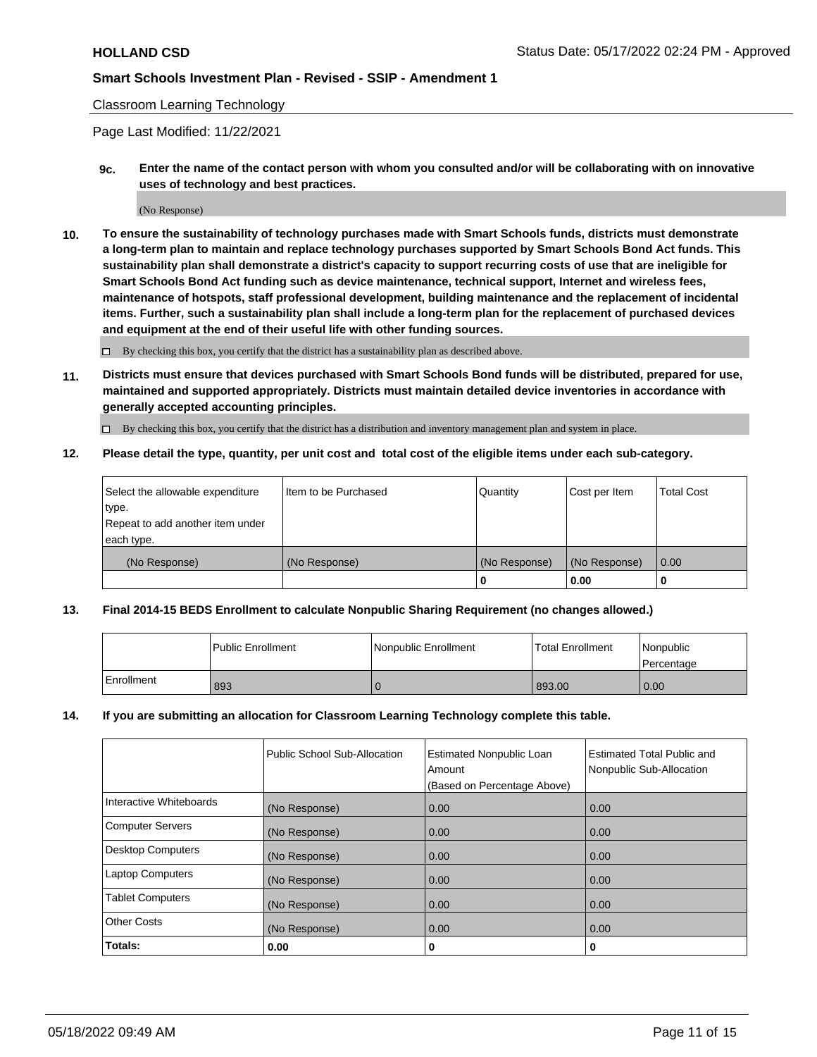Classroom Learning Technology

Page Last Modified: 11/22/2021

**9c. Enter the name of the contact person with whom you consulted and/or will be collaborating with on innovative uses of technology and best practices.**

(No Response)

**10. To ensure the sustainability of technology purchases made with Smart Schools funds, districts must demonstrate a long-term plan to maintain and replace technology purchases supported by Smart Schools Bond Act funds. This sustainability plan shall demonstrate a district's capacity to support recurring costs of use that are ineligible for Smart Schools Bond Act funding such as device maintenance, technical support, Internet and wireless fees, maintenance of hotspots, staff professional development, building maintenance and the replacement of incidental items. Further, such a sustainability plan shall include a long-term plan for the replacement of purchased devices and equipment at the end of their useful life with other funding sources.**

☐ By checking this box, you certify that the district has a sustainability plan as described above.

**11. Districts must ensure that devices purchased with Smart Schools Bond funds will be distributed, prepared for use, maintained and supported appropriately. Districts must maintain detailed device inventories in accordance with generally accepted accounting principles.**

☐ By checking this box, you certify that the district has a distribution and inventory management plan and system in place.

**12. Please detail the type, quantity, per unit cost and total cost of the eligible items under each sub-category.**

| Select the allowable expenditure type. Repeat to add another item under each type. | Item to be Purchased | Quantity | Cost per Item | Total Cost |
|---|---|---|---|---|
| (No Response) | (No Response) | (No Response) | (No Response) | 0.00 |
| | | 0 | 0.00 | 0 |

**13. Final 2014-15 BEDS Enrollment to calculate Nonpublic Sharing Requirement (no changes allowed.)**

| | Public Enrollment | Nonpublic Enrollment | Total Enrollment | Nonpublic Percentage |
|---|---|---|---|---|
| Enrollment | 893 | 0 | 893.00 | 0.00 |

**14. If you are submitting an allocation for Classroom Learning Technology complete this table.**

| | Public School Sub-Allocation | Estimated Nonpublic Loan Amount (Based on Percentage Above) | Estimated Total Public and Nonpublic Sub-Allocation |
|---|---|---|---|
| Interactive Whiteboards | (No Response) | 0.00 | 0.00 |
| Computer Servers | (No Response) | 0.00 | 0.00 |
| Desktop Computers | (No Response) | 0.00 | 0.00 |
| Laptop Computers | (No Response) | 0.00 | 0.00 |
| Tablet Computers | (No Response) | 0.00 | 0.00 |
| Other Costs | (No Response) | 0.00 | 0.00 |
| **Totals:** | 0.00 | 0 | 0 |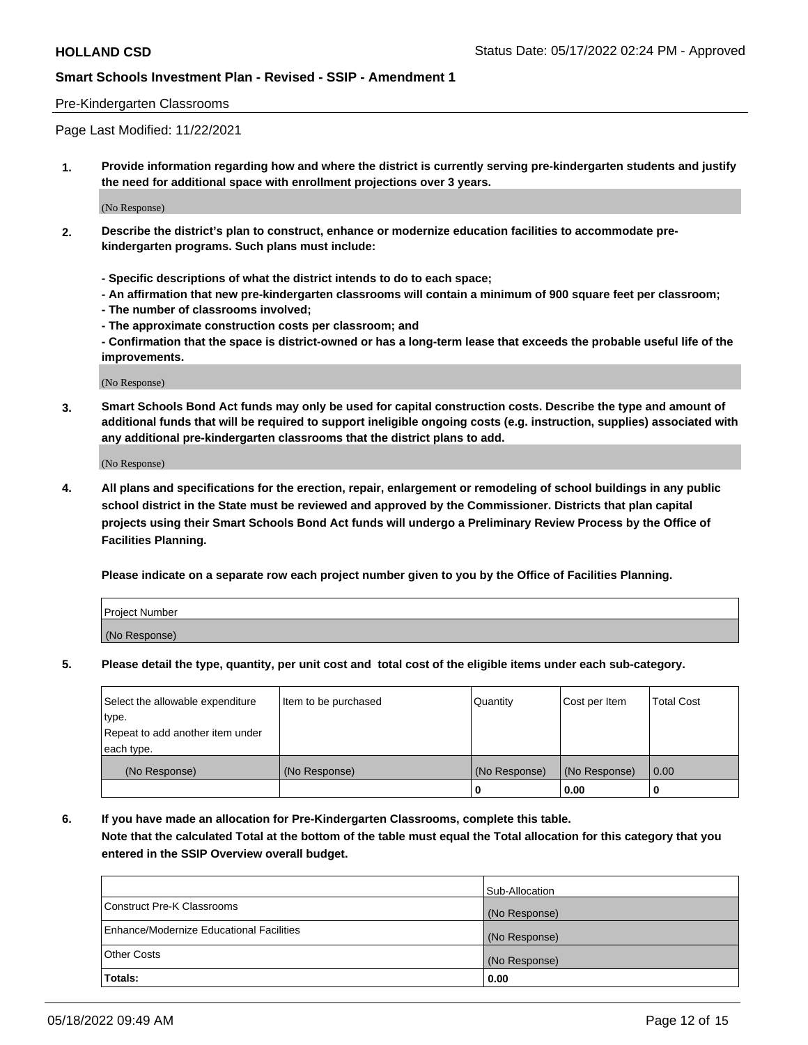Pre-Kindergarten Classrooms

Page Last Modified: 11/22/2021

**1. Provide information regarding how and where the district is currently serving pre-kindergarten students and justify the need for additional space with enrollment projections over 3 years.**

(No Response)

**2. Describe the district's plan to construct, enhance or modernize education facilities to accommodate pre-kindergarten programs. Such plans must include:**

**- Specific descriptions of what the district intends to do to each space;**
**- An affirmation that new pre-kindergarten classrooms will contain a minimum of 900 square feet per classroom;**
**- The number of classrooms involved;**
**- The approximate construction costs per classroom; and**
**- Confirmation that the space is district-owned or has a long-term lease that exceeds the probable useful life of the improvements.**

(No Response)

**3. Smart Schools Bond Act funds may only be used for capital construction costs. Describe the type and amount of additional funds that will be required to support ineligible ongoing costs (e.g. instruction, supplies) associated with any additional pre-kindergarten classrooms that the district plans to add.**

(No Response)

**4. All plans and specifications for the erection, repair, enlargement or remodeling of school buildings in any public school district in the State must be reviewed and approved by the Commissioner. Districts that plan capital projects using their Smart Schools Bond Act funds will undergo a Preliminary Review Process by the Office of Facilities Planning.**

**Please indicate on a separate row each project number given to you by the Office of Facilities Planning.**

| Project Number |
|---|
| (No Response) |

**5. Please detail the type, quantity, per unit cost and total cost of the eligible items under each sub-category.**

| Select the allowable expenditure type. Repeat to add another item under each type. | Item to be purchased | Quantity | Cost per Item | Total Cost |
|---|---|---|---|---|
| (No Response) | (No Response) | (No Response) | (No Response) | 0.00 |
| | | 0 | 0.00 | 0 |

**6. If you have made an allocation for Pre-Kindergarten Classrooms, complete this table. Note that the calculated Total at the bottom of the table must equal the Total allocation for this category that you entered in the SSIP Overview overall budget.**

| | Sub-Allocation |
|---|---|
| Construct Pre-K Classrooms | (No Response) |
| Enhance/Modernize Educational Facilities | (No Response) |
| Other Costs | (No Response) |
| **Totals:** | **0.00** |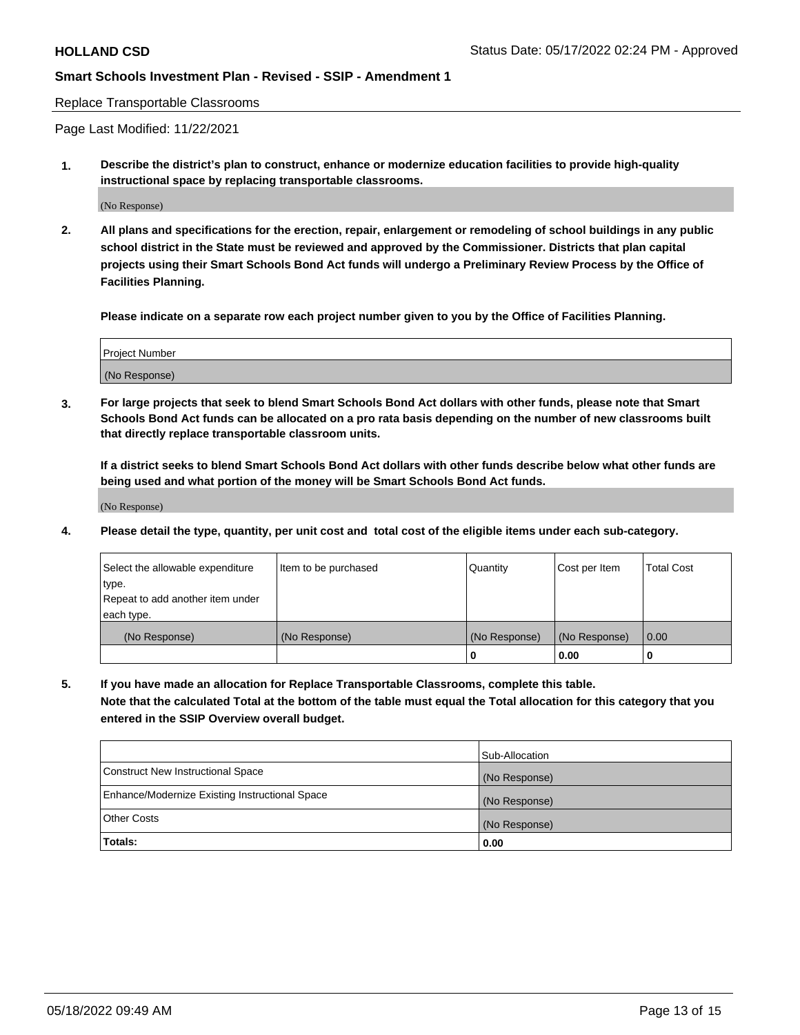Replace Transportable Classrooms

Page Last Modified: 11/22/2021

**1. Describe the district's plan to construct, enhance or modernize education facilities to provide high-quality instructional space by replacing transportable classrooms.**

(No Response)

**2. All plans and specifications for the erection, repair, enlargement or remodeling of school buildings in any public school district in the State must be reviewed and approved by the Commissioner. Districts that plan capital projects using their Smart Schools Bond Act funds will undergo a Preliminary Review Process by the Office of Facilities Planning.**

**Please indicate on a separate row each project number given to you by the Office of Facilities Planning.**

| Project Number |
|---|
| (No Response) |

**3. For large projects that seek to blend Smart Schools Bond Act dollars with other funds, please note that Smart Schools Bond Act funds can be allocated on a pro rata basis depending on the number of new classrooms built that directly replace transportable classroom units.**

**If a district seeks to blend Smart Schools Bond Act dollars with other funds describe below what other funds are being used and what portion of the money will be Smart Schools Bond Act funds.**

(No Response)

**4. Please detail the type, quantity, per unit cost and total cost of the eligible items under each sub-category.**

| Select the allowable expenditure type. Repeat to add another item under each type. | Item to be purchased | Quantity | Cost per Item | Total Cost |
|---|---|---|---|---|
| (No Response) | (No Response) | (No Response) | (No Response) | 0.00 |
| | | 0 | 0.00 | 0 |

**5. If you have made an allocation for Replace Transportable Classrooms, complete this table. Note that the calculated Total at the bottom of the table must equal the Total allocation for this category that you entered in the SSIP Overview overall budget.**

| | Sub-Allocation |
|---|---|
| Construct New Instructional Space | (No Response) |
| Enhance/Modernize Existing Instructional Space | (No Response) |
| Other Costs | (No Response) |
| **Totals:** | 0.00 |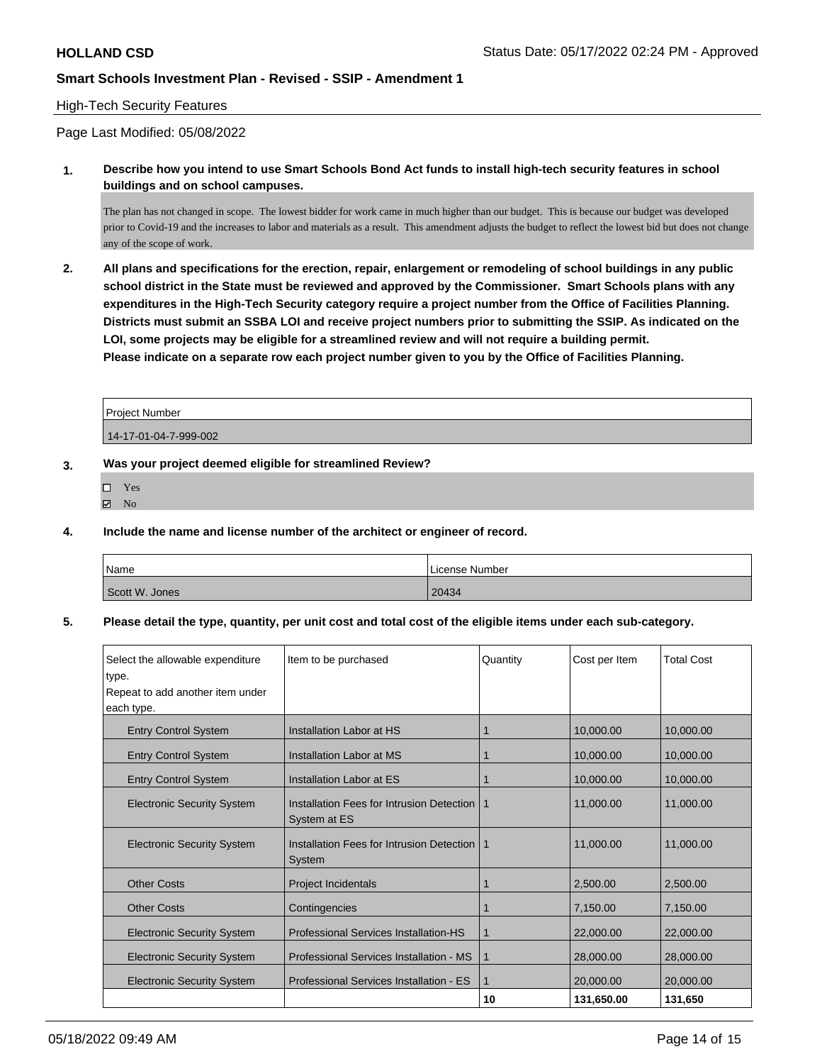**HOLLAND CSD** Status Date: 05/17/2022 02:24 PM - Approved

**Smart Schools Investment Plan - Revised - SSIP - Amendment 1**

High-Tech Security Features

Page Last Modified: 05/08/2022

**1. Describe how you intend to use Smart Schools Bond Act funds to install high-tech security features in school buildings and on school campuses.**

The plan has not changed in scope. The lowest bidder for work came in much higher than our budget. This is because our budget was developed prior to Covid-19 and the increases to labor and materials as a result. This amendment adjusts the budget to reflect the lowest bid but does not change any of the scope of work.

**2. All plans and specifications for the erection, repair, enlargement or remodeling of school buildings in any public school district in the State must be reviewed and approved by the Commissioner. Smart Schools plans with any expenditures in the High-Tech Security category require a project number from the Office of Facilities Planning. Districts must submit an SSBA LOI and receive project numbers prior to submitting the SSIP. As indicated on the LOI, some projects may be eligible for a streamlined review and will not require a building permit. Please indicate on a separate row each project number given to you by the Office of Facilities Planning.**

| Project Number |
|---|
| 14-17-01-04-7-999-002 |

**3. Was your project deemed eligible for streamlined Review?**

- ☐ Yes
- ☑ No

**4. Include the name and license number of the architect or engineer of record.**

| Name | License Number |
|---|---|
| Scott W. Jones | 20434 |

**5. Please detail the type, quantity, per unit cost and total cost of the eligible items under each sub-category.**

| Select the allowable expenditure type. Repeat to add another item under each type. | Item to be purchased | Quantity | Cost per Item | Total Cost |
|---|---|---|---|---|
| Entry Control System | Installation Labor at HS | 1 | 10,000.00 | 10,000.00 |
| Entry Control System | Installation Labor at MS | 1 | 10,000.00 | 10,000.00 |
| Entry Control System | Installation Labor at ES | 1 | 10,000.00 | 10,000.00 |
| Electronic Security System | Installation Fees for Intrusion Detection System at ES | 1 | 11,000.00 | 11,000.00 |
| Electronic Security System | Installation Fees for Intrusion Detection System | 1 | 11,000.00 | 11,000.00 |
| Other Costs | Project Incidentals | 1 | 2,500.00 | 2,500.00 |
| Other Costs | Contingencies | 1 | 7,150.00 | 7,150.00 |
| Electronic Security System | Professional Services Installation-HS | 1 | 22,000.00 | 22,000.00 |
| Electronic Security System | Professional Services Installation - MS | 1 | 28,000.00 | 28,000.00 |
| Electronic Security System | Professional Services Installation - ES | 1 | 20,000.00 | 20,000.00 |
| | | **10** | **131,650.00** | **131,650** |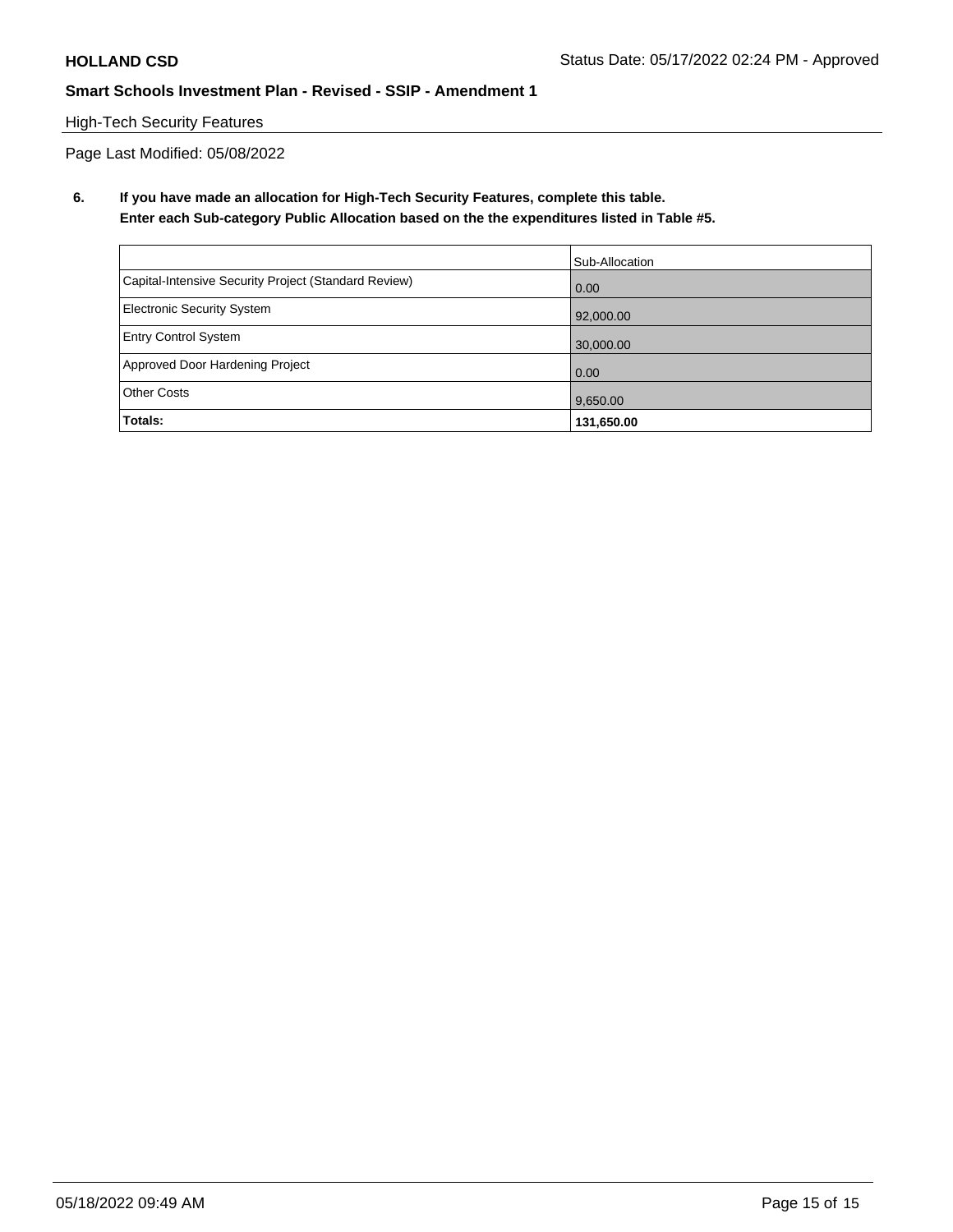High-Tech Security Features

Page Last Modified: 05/08/2022

**6. If you have made an allocation for High-Tech Security Features, complete this table.**
**Enter each Sub-category Public Allocation based on the the expenditures listed in Table #5.**

| | Sub-Allocation |
|---|---|
| Capital-Intensive Security Project (Standard Review) | 0.00 |
| Electronic Security System | 92,000.00 |
| Entry Control System | 30,000.00 |
| Approved Door Hardening Project | 0.00 |
| Other Costs | 9,650.00 |
| **Totals:** | **131,650.00** |